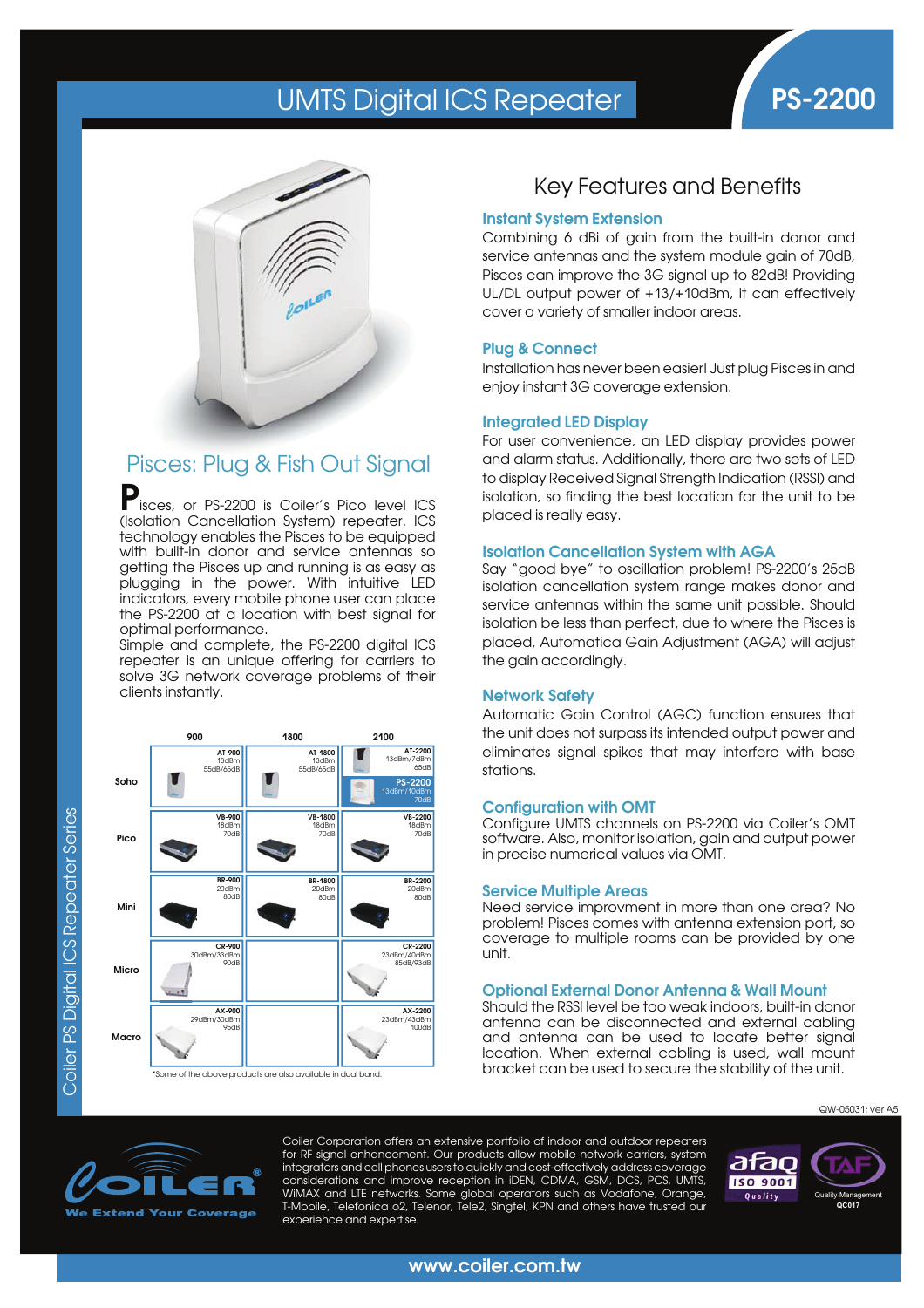# UMTS Digital ICS Repeater

# PS-2200

## Pisces: Plug & Fish Out Signal

Pisces, or PS-2200 is Coiler's Pico level ICS (Isolation Cancellation System) repeater. ICS technology enables the Pisces to be equipped with built-in donor and service antennas so getting the Pisces up and running is as easy as plugging in the power. With intuitive LED indicators, every mobile phone user can place the PS-2200 at a location with best signal for optimal performance.

Simple and complete, the PS-2200 digital ICS repeater is an unique offering for carriers to solve 3G network coverage problems of their clients instantly.

| | 900 | 1800 | 2100 |
|---|---|---|---|
| Soho | AT-900 13dBm 55dB/65dB | AT-1800 13dBm 55dB/65dB | AT-2200 13dBm/7dBm 65dB; PS-2200 13dBm/10dBm 70dB |
| Pico | VB-900 18dBm 70dB | VB-1800 18dBm 70dB | VB-2200 18dBm 70dB |
| Mini | BR-900 20dBm 80dB | BR-1800 20dBm 80dB | BR-2200 20dBm 80dB |
| Micro | CR-900 30dBm/33dBm 90dB | | CR-2200 23dBm/40dBm 85dB/93dB |
| Macro | AX-900 29dBm/30dBm 95dB | | AX-2200 23dBm/43dBm 100dB |

*Some of the above products are also available in dual band.

## Key Features and Benefits

### Instant System Extension

Combining 6 dBi of gain from the built-in donor and service antennas and the system module gain of 70dB, Pisces can improve the 3G signal up to 82dB! Providing UL/DL output power of +13/+10dBm, it can effectively cover a variety of smaller indoor areas.

### Plug & Connect

Installation has never been easier! Just plug Pisces in and enjoy instant 3G coverage extension.

### Integrated LED Display

For user convenience, an LED display provides power and alarm status. Additionally, there are two sets of LED to display Received Signal Strength Indication (RSSI) and isolation, so finding the best location for the unit to be placed is really easy.

### Isolation Cancellation System with AGA

Say "good bye" to oscillation problem! PS-2200's 25dB isolation cancellation system range makes donor and service antennas within the same unit possible. Should isolation be less than perfect, due to where the Pisces is placed, Automatica Gain Adjustment (AGA) will adjust the gain accordingly.

### Network Safety

Automatic Gain Control (AGC) function ensures that the unit does not surpass its intended output power and eliminates signal spikes that may interfere with base stations.

### Configuration with OMT

Configure UMTS channels on PS-2200 via Coiler's OMT software. Also, monitor isolation, gain and output power in precise numerical values via OMT.

### Service Multiple Areas

Need service improvment in more than one area? No problem! Pisces comes with antenna extension port, so coverage to multiple rooms can be provided by one unit.

### Optional External Donor Antenna & Wall Mount

Should the RSSI level be too weak indoors, built-in donor antenna can be disconnected and external cabling and antenna can be used to locate better signal location. When external cabling is used, wall mount bracket can be used to secure the stability of the unit.

QW-05031; ver A5

Coiler PS Digital ICS Repeater Series

COILER® We Extend Your Coverage

Coiler Corporation offers an extensive portfolio of indoor and outdoor repeaters for RF signal enhancement. Our products allow mobile network carriers, system integrators and cell phones users to quickly and cost-effectively address coverage considerations and improve reception in iDEN, CDMA, GSM, DCS, PCS, UMTS, WiMAX and LTE networks. Some global operators such as Vodafone, Orange, T-Mobile, Telefonica o2, Telenor, Tele2, Singtel, KPN and others have trusted our experience and expertise.

afaq ISO 9001 Quality | TAF Quality Management QC017

www.coiler.com.tw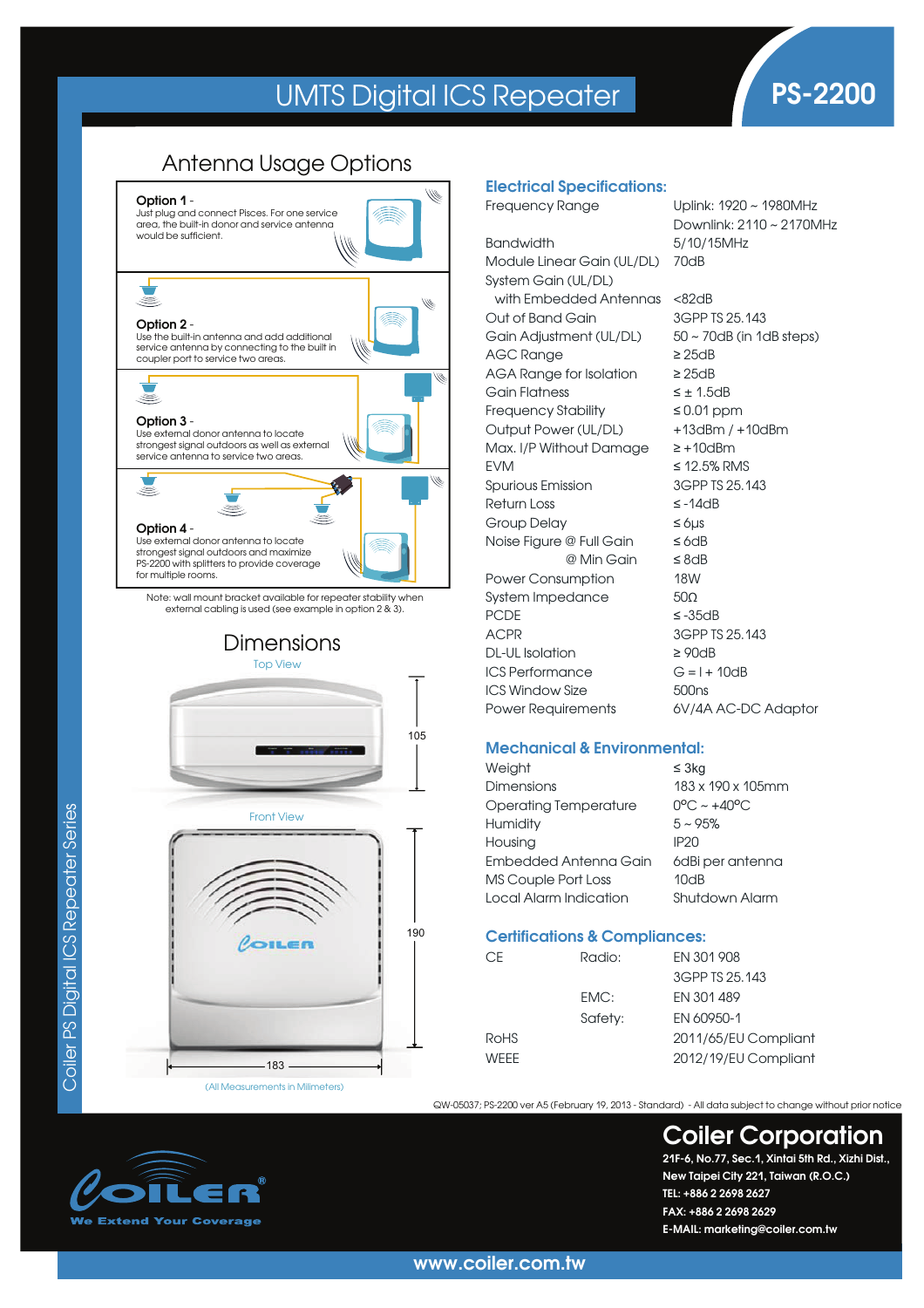# UMTS Digital ICS Repeater

## PS-2200

## Antenna Usage Options

**Option 1** -
Just plug and connect Pisces. For one service area, the built-in donor and service antenna would be sufficient.

**Option 2** -
Use the built-in antenna and add additional service antenna by connecting to the built in coupler port to service two areas.

**Option 3** -
Use external donor antenna to locate strongest signal outdoors as well as external service antenna to service two areas.

**Option 4** -
Use external donor antenna to locate strongest signal outdoors and maximize PS-2200 with splitters to provide coverage for multiple rooms.

Note: wall mount bracket available for repeater stability when external cabling is used (see example in option 2 & 3).

## Dimensions

Top View

105

Front View

190

183

(All Measurements in Millimeters)

## Electrical Specifications:

| | |
|---|---|
| Frequency Range | Uplink: 1920 ~ 1980MHz<br>Downlink: 2110 ~ 2170MHz |
| Bandwidth | 5/10/15MHz |
| Module Linear Gain (UL/DL) | 70dB |
| System Gain (UL/DL) with Embedded Antennas | <82dB |
| Out of Band Gain | 3GPP TS 25.143 |
| Gain Adjustment (UL/DL) | 50 ~ 70dB (in 1dB steps) |
| AGC Range | ≥ 25dB |
| AGA Range for Isolation | ≥ 25dB |
| Gain Flatness | ≤ ± 1.5dB |
| Frequency Stability | ≤ 0.01 ppm |
| Output Power (UL/DL) | +13dBm / +10dBm |
| Max. I/P Without Damage | ≥ +10dBm |
| EVM | ≤ 12.5% RMS |
| Spurious Emission | 3GPP TS 25.143 |
| Return Loss | ≤ -14dB |
| Group Delay | ≤ 6μs |
| Noise Figure @ Full Gain | ≤ 6dB |
| @ Min Gain | ≤ 8dB |
| Power Consumption | 18W |
| System Impedance | 50Ω |
| PCDE | ≤ -35dB |
| ACPR | 3GPP TS 25.143 |
| DL-UL Isolation | ≥ 90dB |
| ICS Performance | G = I + 10dB |
| ICS Window Size | 500ns |
| Power Requirements | 6V/4A AC-DC Adaptor |

## Mechanical & Environmental:

| | |
|---|---|
| Weight | ≤ 3kg |
| Dimensions | 183 x 190 x 105mm |
| Operating Temperature | 0°C ~ +40°C |
| Humidity | 5 ~ 95% |
| Housing | IP20 |
| Embedded Antenna Gain | 6dBi per antenna |
| MS Couple Port Loss | 10dB |
| Local Alarm Indication | Shutdown Alarm |

## Certifications & Compliances:

| | | |
|---|---|---|
| CE | Radio: | EN 301 908 |
| | | 3GPP TS 25.143 |
| | EMC: | EN 301 489 |
| | Safety: | EN 60950-1 |
| RoHS | | 2011/65/EU Compliant |
| WEEE | | 2012/19/EU Compliant |

QW-05037; PS-2200 ver A5 (February 19, 2013 - Standard) - All data subject to change without prior notice

Coiler PS Digital ICS Repeater Series

COILER® We Extend Your Coverage

## Coiler Corporation

**21F-6, No.77, Sec.1, Xintai 5th Rd., Xizhi Dist.,**
**New Taipei City 221, Taiwan (R.O.C.)**
**TEL: +886 2 2698 2627**
**FAX: +886 2 2698 2629**
**E-MAIL: marketing@coiler.com.tw**

**www.coiler.com.tw**